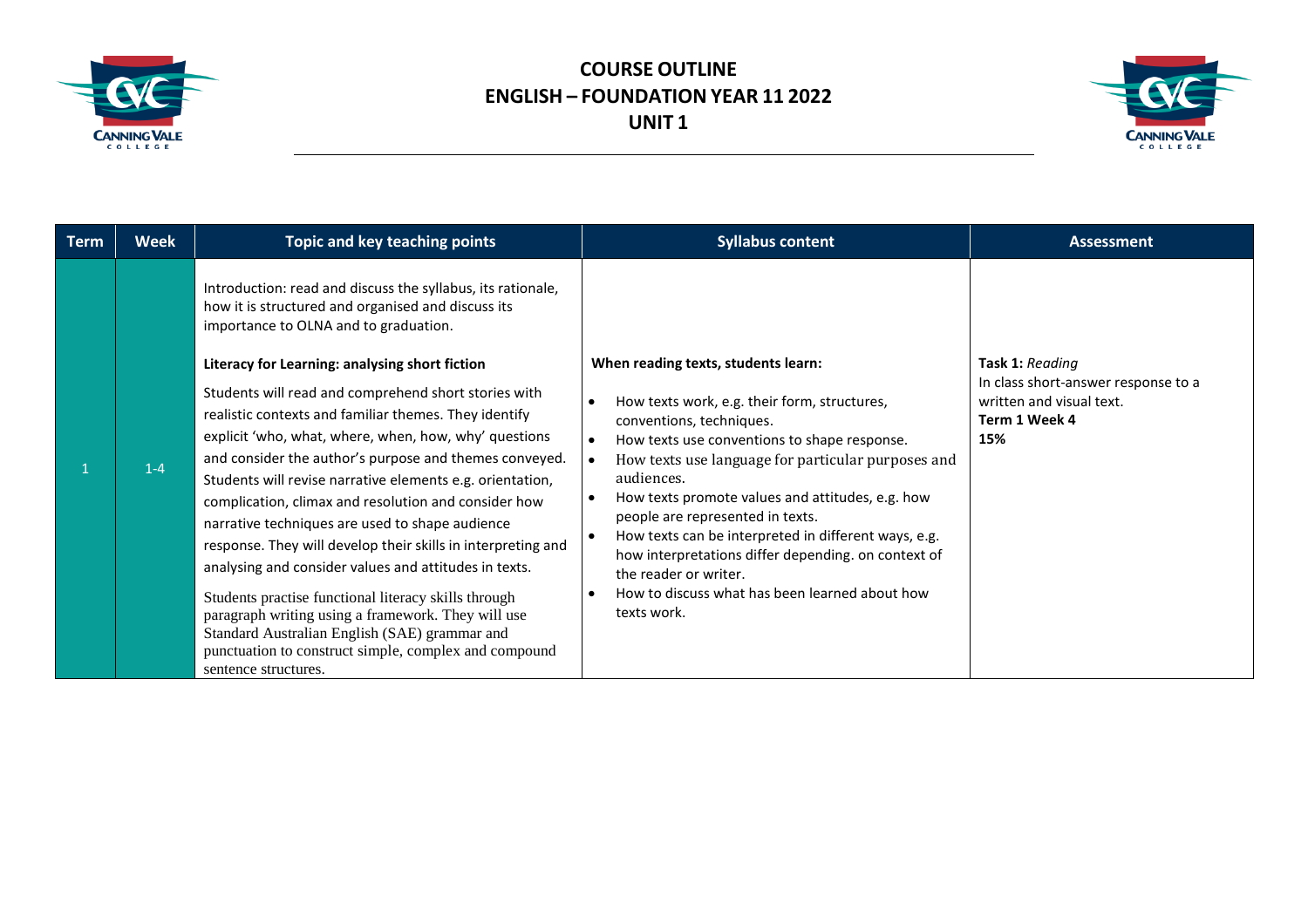# COURSE OUTLINE
# ENGLISH – FOUNDATION YEAR 11 2022
# UNIT 1

| Term | Week | Topic and key teaching points | Syllabus content | Assessment |
|---|---|---|---|---|
| 1 | 1-4 | Introduction: read and discuss the syllabus, its rationale, how it is structured and organised and discuss its importance to OLNA and to graduation.<br><br>**Literacy for Learning: analysing short fiction**<br><br>Students will read and comprehend short stories with realistic contexts and familiar themes. They identify explicit 'who, what, where, when, how, why' questions and consider the author's purpose and themes conveyed. Students will revise narrative elements e.g. orientation, complication, climax and resolution and consider how narrative techniques are used to shape audience response. They will develop their skills in interpreting and analysing and consider values and attitudes in texts.<br><br>Students practise functional literacy skills through paragraph writing using a framework. They will use Standard Australian English (SAE) grammar and punctuation to construct simple, complex and compound sentence structures. | **When reading texts, students learn:**<br><br>• How texts work, e.g. their form, structures, conventions, techniques.<br>• How texts use conventions to shape response.<br>• How texts use language for particular purposes and audiences.<br>• How texts promote values and attitudes, e.g. how people are represented in texts.<br>• How texts can be interpreted in different ways, e.g. how interpretations differ depending. on context of the reader or writer.<br>• How to discuss what has been learned about how texts work. | **Task 1:** *Reading*<br>In class short-answer response to a written and visual text.<br>**Term 1 Week 4**<br>**15%** |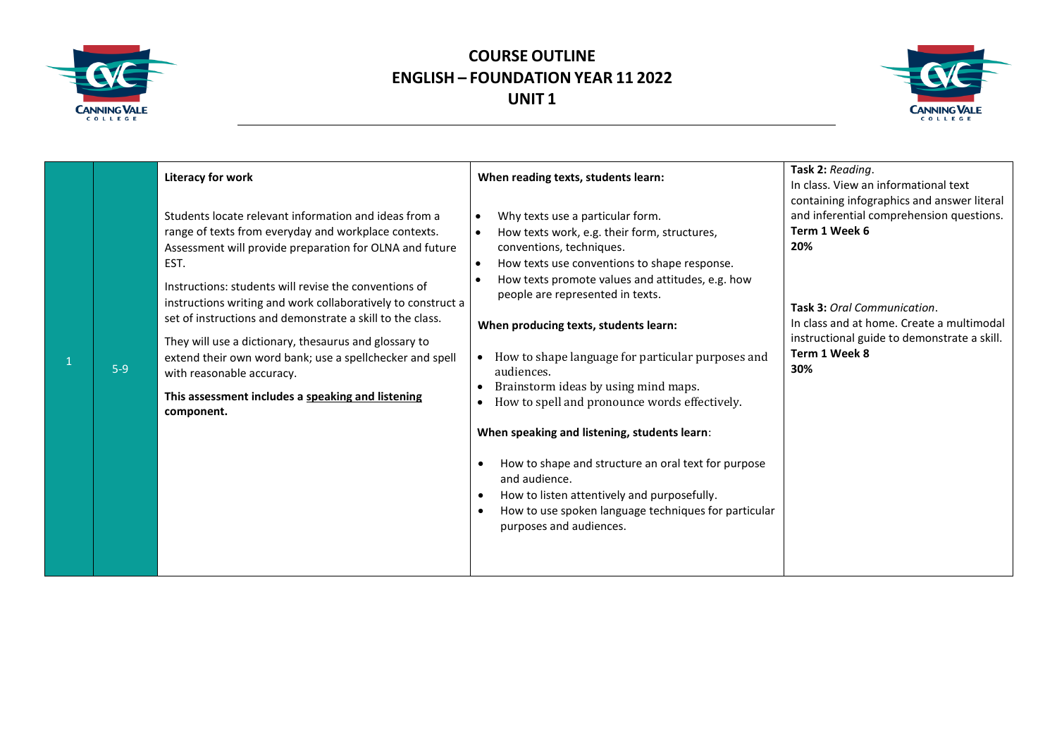# COURSE OUTLINE
# ENGLISH – FOUNDATION YEAR 11 2022
# UNIT 1

| | | | | |
|---|---|---|---|---|
| 1 | 5-9 | **Literacy for work**<br><br>Students locate relevant information and ideas from a range of texts from everyday and workplace contexts. Assessment will provide preparation for OLNA and future EST.<br><br>Instructions: students will revise the conventions of instructions writing and work collaboratively to construct a set of instructions and demonstrate a skill to the class.<br><br>They will use a dictionary, thesaurus and glossary to extend their own word bank; use a spellchecker and spell with reasonable accuracy.<br><br>**This assessment includes a <u>speaking and listening</u> component.** | **When reading texts, students learn:**<br><br>• Why texts use a particular form.<br>• How texts work, e.g. their form, structures, conventions, techniques.<br>• How texts use conventions to shape response.<br>• How texts promote values and attitudes, e.g. how people are represented in texts.<br><br>**When producing texts, students learn:**<br><br>• How to shape language for particular purposes and audiences.<br>• Brainstorm ideas by using mind maps.<br>• How to spell and pronounce words effectively.<br><br>**When speaking and listening, students learn**:<br><br>• How to shape and structure an oral text for purpose and audience.<br>• How to listen attentively and purposefully.<br>• How to use spoken language techniques for particular purposes and audiences. | **Task 2:** *Reading*.<br>In class. View an informational text containing infographics and answer literal and inferential comprehension questions.<br>**Term 1 Week 6**<br>**20%**<br><br>**Task 3:** *Oral Communication*.<br>In class and at home. Create a multimodal instructional guide to demonstrate a skill.<br>**Term 1 Week 8**<br>**30%** |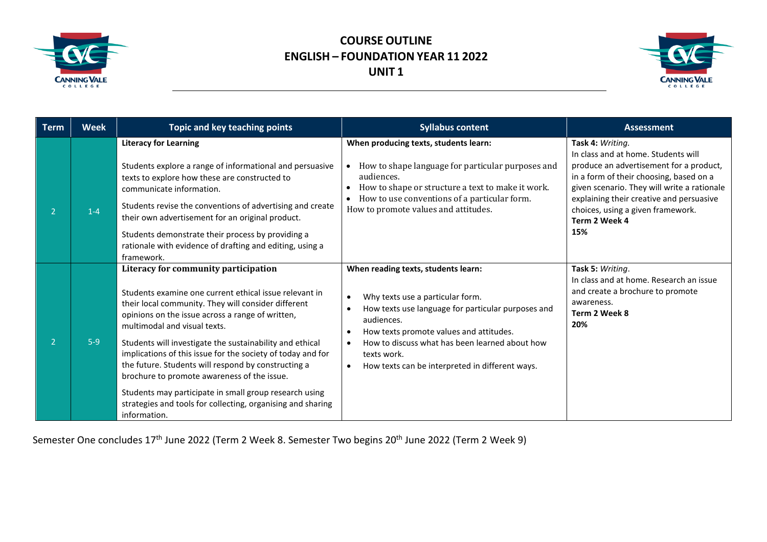# COURSE OUTLINE
## ENGLISH – FOUNDATION YEAR 11 2022
## UNIT 1

| Term | Week | Topic and key teaching points | Syllabus content | Assessment |
|---|---|---|---|---|
| 2 | 1-4 | **Literacy for Learning**<br><br>Students explore a range of informational and persuasive texts to explore how these are constructed to communicate information.<br><br>Students revise the conventions of advertising and create their own advertisement for an original product.<br><br>Students demonstrate their process by providing a rationale with evidence of drafting and editing, using a framework. | **When producing texts, students learn:**<br><br>• How to shape language for particular purposes and audiences.<br>• How to shape or structure a text to make it work.<br>• How to use conventions of a particular form.<br>How to promote values and attitudes. | **Task 4:** *Writing.*<br>In class and at home. Students will produce an advertisement for a product, in a form of their choosing, based on a given scenario. They will write a rationale explaining their creative and persuasive choices, using a given framework.<br>**Term 2 Week 4**<br>**15%** |
| 2 | 5-9 | **Literacy for community participation**<br><br>Students examine one current ethical issue relevant in their local community. They will consider different opinions on the issue across a range of written, multimodal and visual texts.<br><br>Students will investigate the sustainability and ethical implications of this issue for the society of today and for the future. Students will respond by constructing a brochure to promote awareness of the issue.<br><br>Students may participate in small group research using strategies and tools for collecting, organising and sharing information. | **When reading texts, students learn:**<br><br>• Why texts use a particular form.<br>• How texts use language for particular purposes and audiences.<br>• How texts promote values and attitudes.<br>• How to discuss what has been learned about how texts work.<br>• How texts can be interpreted in different ways. | **Task 5:** *Writing*.<br>In class and at home. Research an issue and create a brochure to promote awareness.<br>**Term 2 Week 8**<br>**20%** |

Semester One concludes 17th June 2022 (Term 2 Week 8. Semester Two begins 20th June 2022 (Term 2 Week 9)